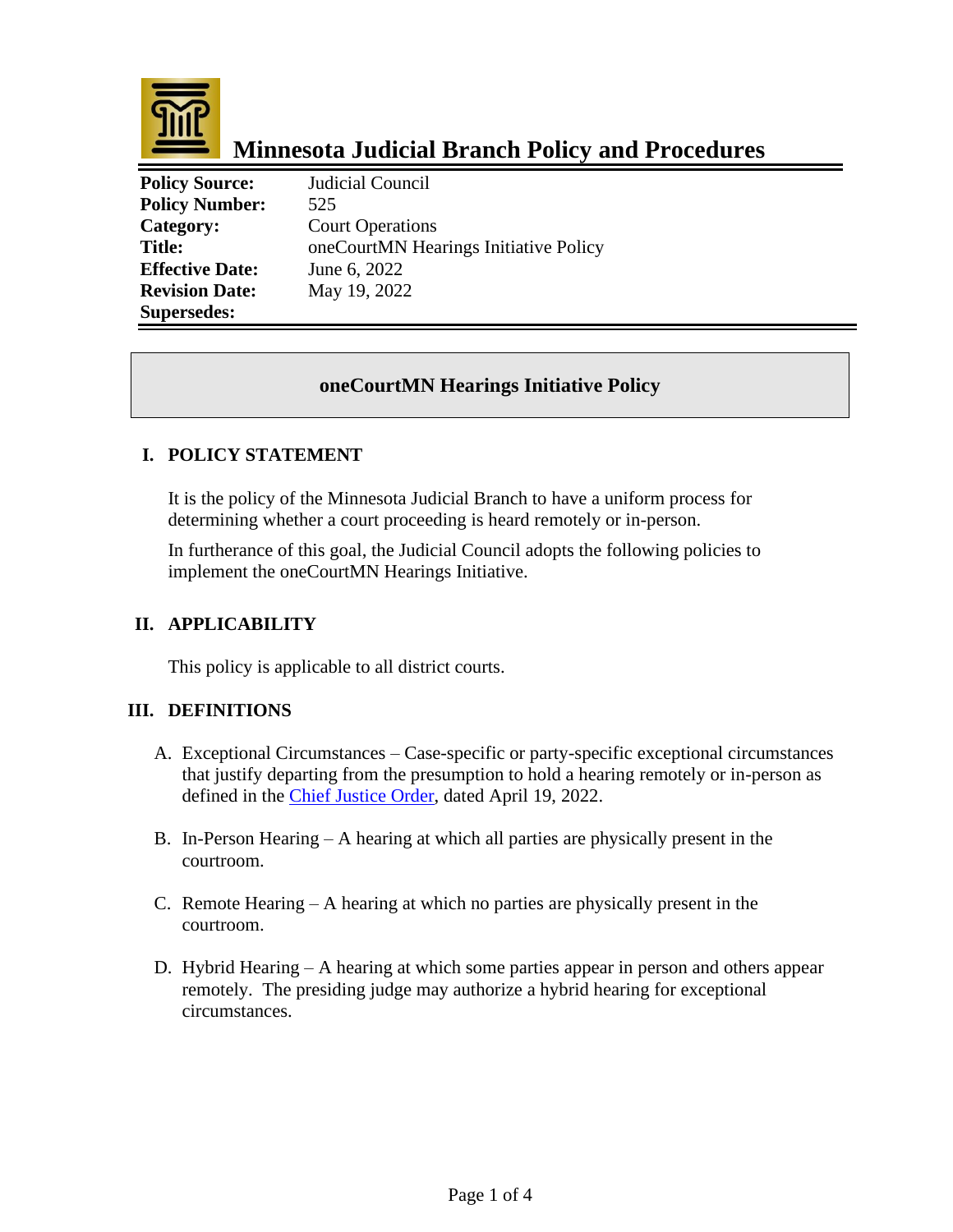# Minnesota Judicial Branch Policy and Procedures

| | |
|---|---|
| **Policy Source:** | Judicial Council |
| **Policy Number:** | 525 |
| **Category:** | Court Operations |
| **Title:** | oneCourtMN Hearings Initiative Policy |
| **Effective Date:** | June 6, 2022 |
| **Revision Date:** | May 19, 2022 |
| **Supersedes:** | |

## oneCourtMN Hearings Initiative Policy

### I. POLICY STATEMENT

It is the policy of the Minnesota Judicial Branch to have a uniform process for determining whether a court proceeding is heard remotely or in-person.

In furtherance of this goal, the Judicial Council adopts the following policies to implement the oneCourtMN Hearings Initiative.

### II. APPLICABILITY

This policy is applicable to all district courts.

### III. DEFINITIONS

A. Exceptional Circumstances – Case-specific or party-specific exceptional circumstances that justify departing from the presumption to hold a hearing remotely or in-person as defined in the Chief Justice Order, dated April 19, 2022.

B. In-Person Hearing – A hearing at which all parties are physically present in the courtroom.

C. Remote Hearing – A hearing at which no parties are physically present in the courtroom.

D. Hybrid Hearing – A hearing at which some parties appear in person and others appear remotely. The presiding judge may authorize a hybrid hearing for exceptional circumstances.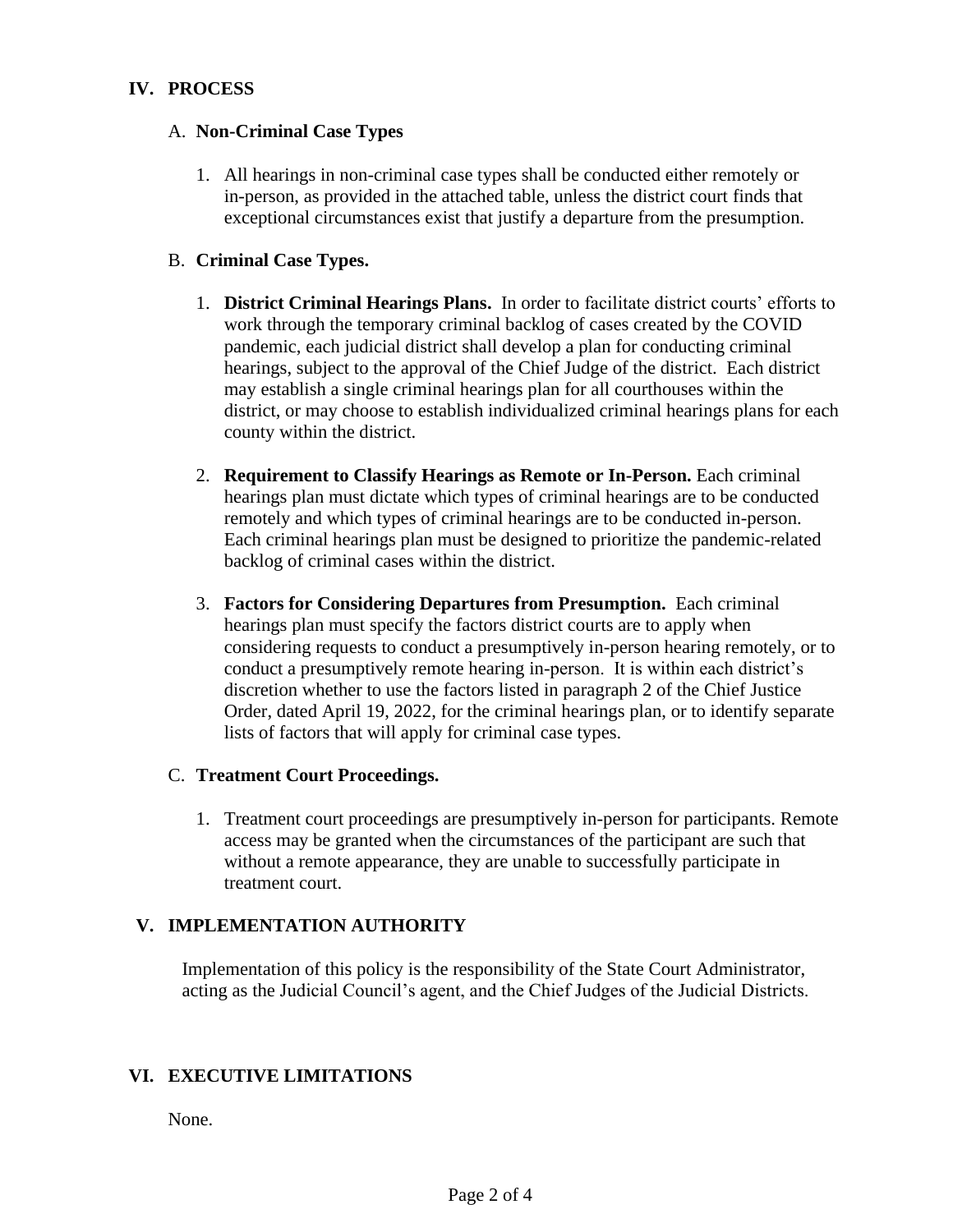## IV. PROCESS

### A. Non-Criminal Case Types

1. All hearings in non-criminal case types shall be conducted either remotely or in-person, as provided in the attached table, unless the district court finds that exceptional circumstances exist that justify a departure from the presumption.

### B. Criminal Case Types.

1. **District Criminal Hearings Plans.** In order to facilitate district courts' efforts to work through the temporary criminal backlog of cases created by the COVID pandemic, each judicial district shall develop a plan for conducting criminal hearings, subject to the approval of the Chief Judge of the district. Each district may establish a single criminal hearings plan for all courthouses within the district, or may choose to establish individualized criminal hearings plans for each county within the district.

2. **Requirement to Classify Hearings as Remote or In-Person.** Each criminal hearings plan must dictate which types of criminal hearings are to be conducted remotely and which types of criminal hearings are to be conducted in-person. Each criminal hearings plan must be designed to prioritize the pandemic-related backlog of criminal cases within the district.

3. **Factors for Considering Departures from Presumption.** Each criminal hearings plan must specify the factors district courts are to apply when considering requests to conduct a presumptively in-person hearing remotely, or to conduct a presumptively remote hearing in-person. It is within each district's discretion whether to use the factors listed in paragraph 2 of the Chief Justice Order, dated April 19, 2022, for the criminal hearings plan, or to identify separate lists of factors that will apply for criminal case types.

### C. Treatment Court Proceedings.

1. Treatment court proceedings are presumptively in-person for participants. Remote access may be granted when the circumstances of the participant are such that without a remote appearance, they are unable to successfully participate in treatment court.

## V. IMPLEMENTATION AUTHORITY

Implementation of this policy is the responsibility of the State Court Administrator, acting as the Judicial Council's agent, and the Chief Judges of the Judicial Districts.

## VI. EXECUTIVE LIMITATIONS

None.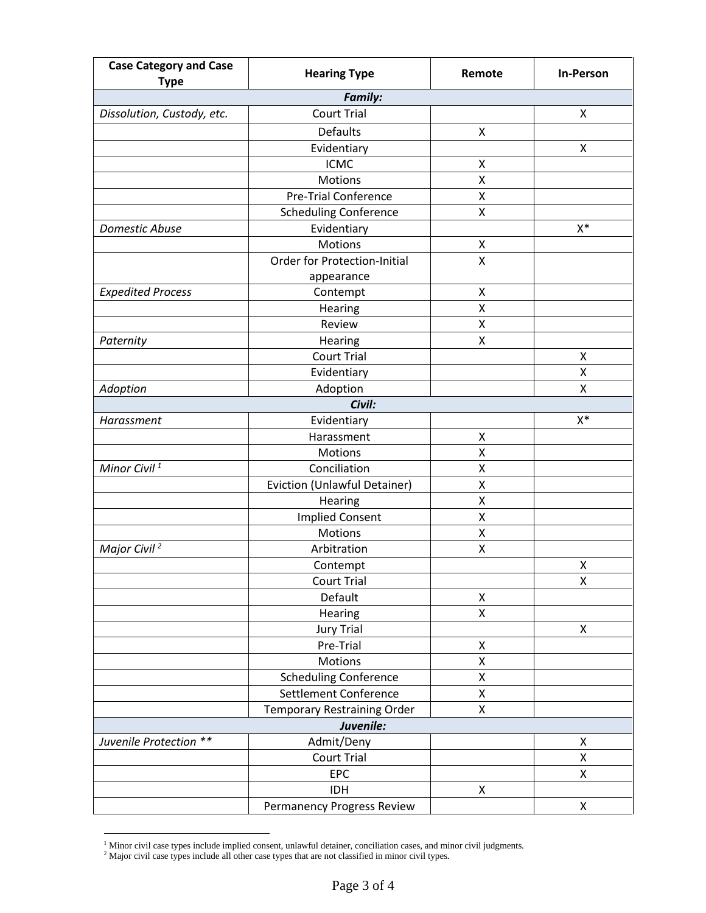| Case Category and Case Type | Hearing Type | Remote | In-Person |
|---|---|---|---|
| ***Family:*** | | | |
| *Dissolution, Custody, etc.* | Court Trial | | X |
| | Defaults | X | |
| | Evidentiary | | X |
| | ICMC | X | |
| | Motions | X | |
| | Pre-Trial Conference | X | |
| | Scheduling Conference | X | |
| *Domestic Abuse* | Evidentiary | | X* |
| | Motions | X | |
| | Order for Protection-Initial appearance | X | |
| *Expedited Process* | Contempt | X | |
| | Hearing | X | |
| | Review | X | |
| *Paternity* | Hearing | X | |
| | Court Trial | | X |
| | Evidentiary | | X |
| *Adoption* | Adoption | | X |
| ***Civil:*** | | | |
| *Harassment* | Evidentiary | | X* |
| | Harassment | X | |
| | Motions | X | |
| *Minor Civil [1]* | Conciliation | X | |
| | Eviction (Unlawful Detainer) | X | |
| | Hearing | X | |
| | Implied Consent | X | |
| | Motions | X | |
| *Major Civil [2]* | Arbitration | X | |
| | Contempt | | X |
| | Court Trial | | X |
| | Default | X | |
| | Hearing | X | |
| | Jury Trial | | X |
| | Pre-Trial | X | |
| | Motions | X | |
| | Scheduling Conference | X | |
| | Settlement Conference | X | |
| | Temporary Restraining Order | X | |
| ***Juvenile:*** | | | |
| *Juvenile Protection ***** | Admit/Deny | | X |
| | Court Trial | | X |
| | EPC | | X |
| | IDH | X | |
| | Permanency Progress Review | | X |

[1] Minor civil case types include implied consent, unlawful detainer, conciliation cases, and minor civil judgments.

[2] Major civil case types include all other case types that are not classified in minor civil types.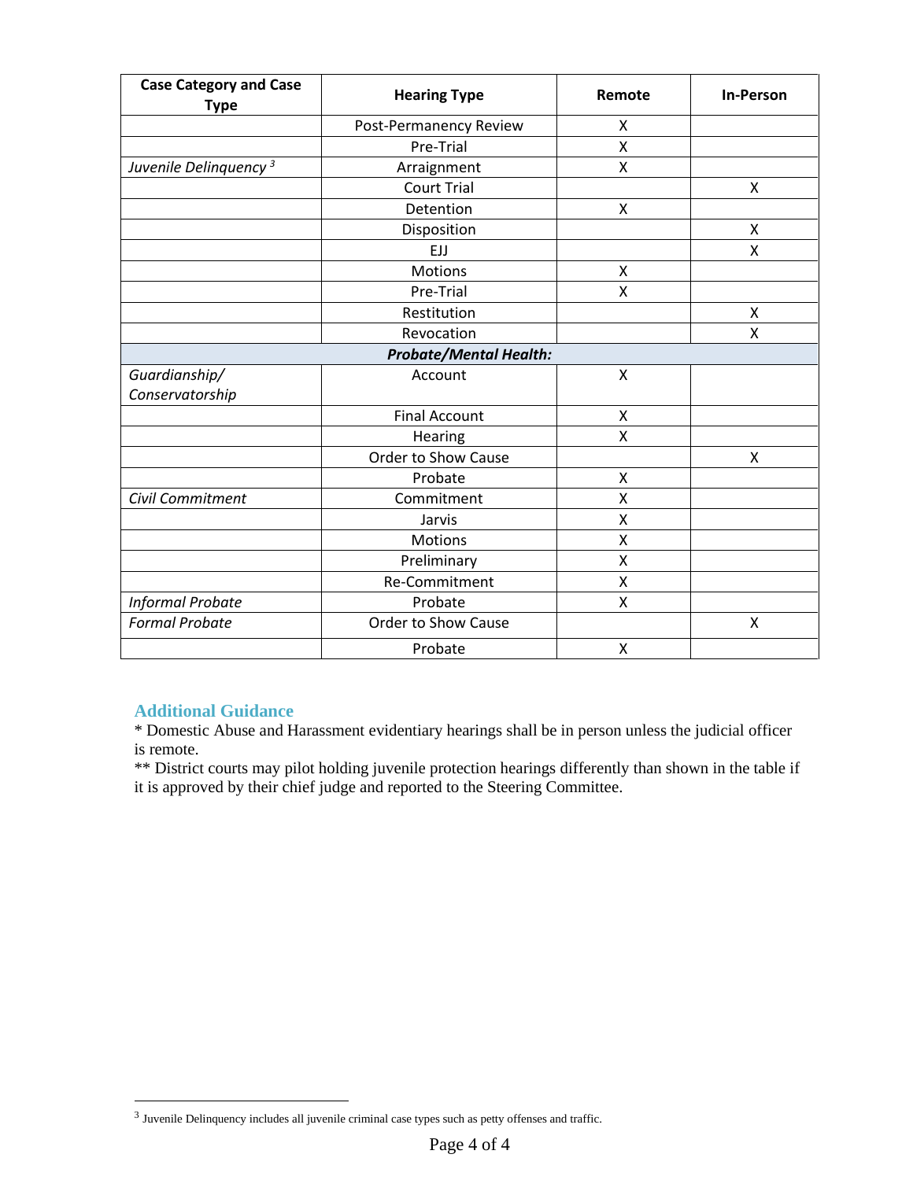| Case Category and Case Type | Hearing Type | Remote | In-Person |
|---|---|---|---|
| | Post-Permanency Review | X | |
| | Pre-Trial | X | |
| *Juvenile Delinquency* [3] | Arraignment | X | |
| | Court Trial | | X |
| | Detention | X | |
| | Disposition | | X |
| | EJJ | | X |
| | Motions | X | |
| | Pre-Trial | X | |
| | Restitution | | X |
| | Revocation | | X |
| ***Probate/Mental Health:*** | | | |
| *Guardianship/ Conservatorship* | Account | X | |
| | Final Account | X | |
| | Hearing | X | |
| | Order to Show Cause | | X |
| | Probate | X | |
| *Civil Commitment* | Commitment | X | |
| | Jarvis | X | |
| | Motions | X | |
| | Preliminary | X | |
| | Re-Commitment | X | |
| *Informal Probate* | Probate | X | |
| *Formal Probate* | Order to Show Cause | | X |
| | Probate | X | |

## Additional Guidance

* Domestic Abuse and Harassment evidentiary hearings shall be in person unless the judicial officer is remote.

** District courts may pilot holding juvenile protection hearings differently than shown in the table if it is approved by their chief judge and reported to the Steering Committee.

[3] Juvenile Delinquency includes all juvenile criminal case types such as petty offenses and traffic.